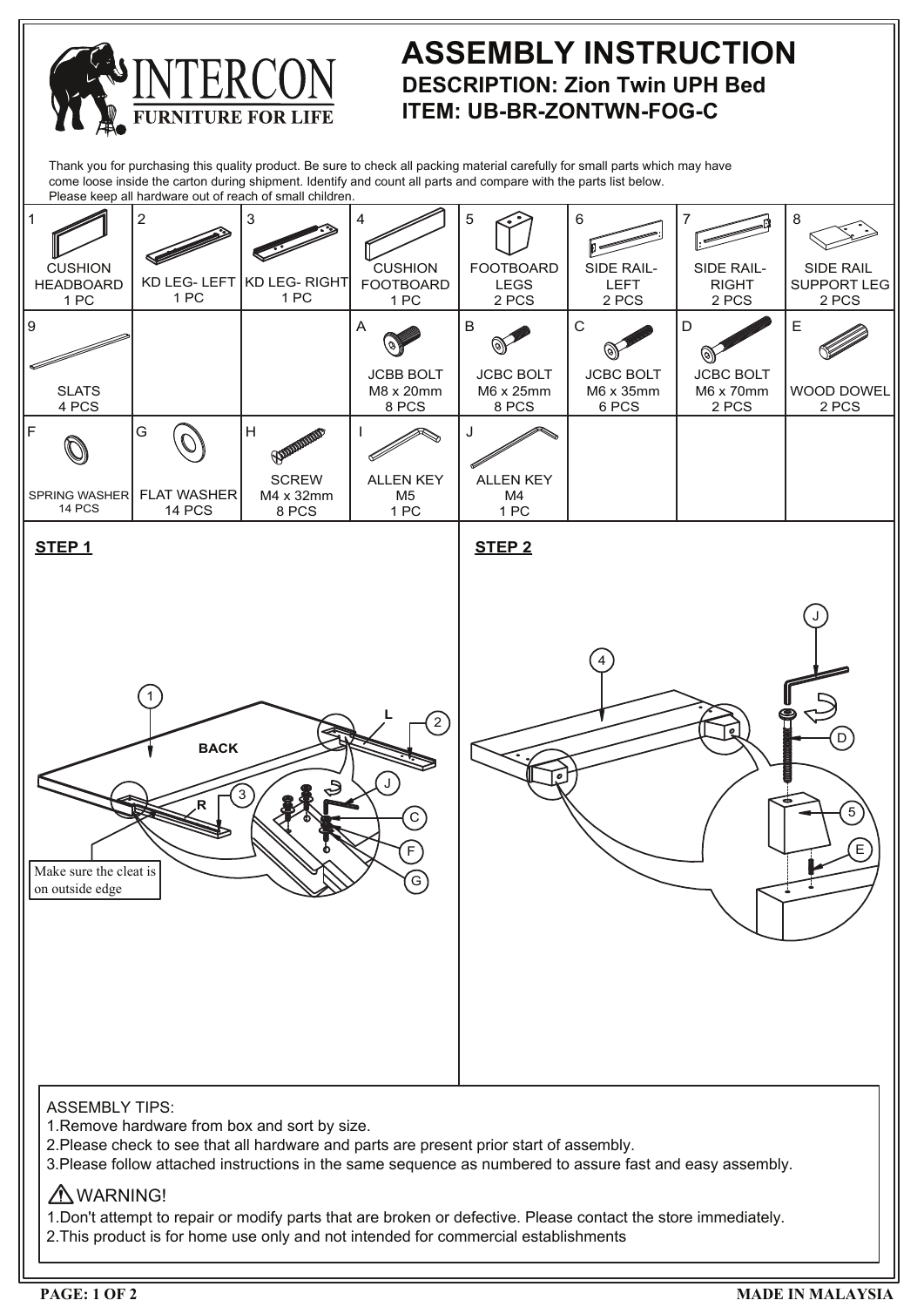# INTERCON

FURNITURE FOR LIFE

# ASSEMBLY INSTRUCTION

## DESCRIPTION: Zion Twin UPH Bed

## ITEM: UB-BR-ZONTWN-FOG-C

Thank you for purchasing this quality product. Be sure to check all packing material carefully for small parts which may have come loose inside the carton during shipment. Identify and count all parts and compare with the parts list below. Please keep all hardware out of reach of small children.

| 1 | 2 | 3 | 4 | 5 | 6 | 7 | 8 |
|---|---|---|---|---|---|---|---|
| CUSHION HEADBOARD 1 PC | KD LEG- LEFT 1 PC | KD LEG- RIGHT 1 PC | CUSHION FOOTBOARD 1 PC | FOOTBOARD LEGS 2 PCS | SIDE RAIL- LEFT 2 PCS | SIDE RAIL- RIGHT 2 PCS | SIDE RAIL SUPPORT LEG 2 PCS |
| **9** | | | **A** | **B** | **C** | **D** | **E** |
| SLATS 4 PCS | | | JCBB BOLT M8 x 20mm 8 PCS | JCBC BOLT M6 x 25mm 8 PCS | JCBC BOLT M6 x 35mm 6 PCS | JCBC BOLT M6 x 70mm 2 PCS | WOOD DOWEL 2 PCS |
| **F** | **G** | **H** | **I** | **J** | | | |
| SPRING WASHER 14 PCS | FLAT WASHER 14 PCS | SCREW M4 x 32mm 8 PCS | ALLEN KEY M5 1 PC | ALLEN KEY M4 1 PC | | | |

**STEP 1**

1, 2, 3, J, C, F, G — BACK — L — R

Make sure the cleat is on outside edge

**STEP 2**

4, J, D, 5, E

ASSEMBLY TIPS:
1. Remove hardware from box and sort by size.
2. Please check to see that all hardware and parts are present prior start of assembly.
3. Please follow attached instructions in the same sequence as numbered to assure fast and easy assembly.

⚠ WARNING!
1. Don't attempt to repair or modify parts that are broken or defective. Please contact the store immediately.
2. This product is for home use only and not intended for commercial establishments

MADE IN MALAYSIA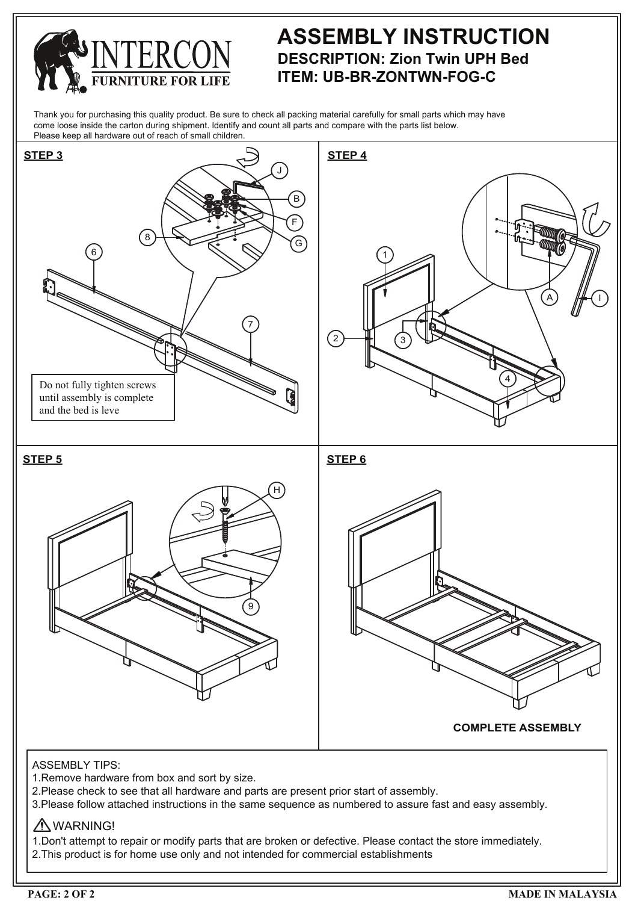**INTERCON**
**FURNITURE FOR LIFE**

# ASSEMBLY INSTRUCTION

**DESCRIPTION: Zion Twin UPH Bed**
**ITEM: UB-BR-ZONTWN-FOG-C**

Thank you for purchasing this quality product. Be sure to check all packing material carefully for small parts which may have come loose inside the carton during shipment. Identify and count all parts and compare with the parts list below.
Please keep all hardware out of reach of small children.

## STEP 3

J
B
F
G
8
6
7

Do not fully tighten screws until assembly is complete and the bed is leve

## STEP 4

1
2
3
4
A
I

## STEP 5

H
9

## STEP 6

**COMPLETE ASSEMBLY**

ASSEMBLY TIPS:
1.Remove hardware from box and sort by size.
2.Please check to see that all hardware and parts are present prior start of assembly.
3.Please follow attached instructions in the same sequence as numbered to assure fast and easy assembly.

⚠ WARNING!
1.Don't attempt to repair or modify parts that are broken or defective. Please contact the store immediately.
2.This product is for home use only and not intended for commercial establishments

**MADE IN MALAYSIA**